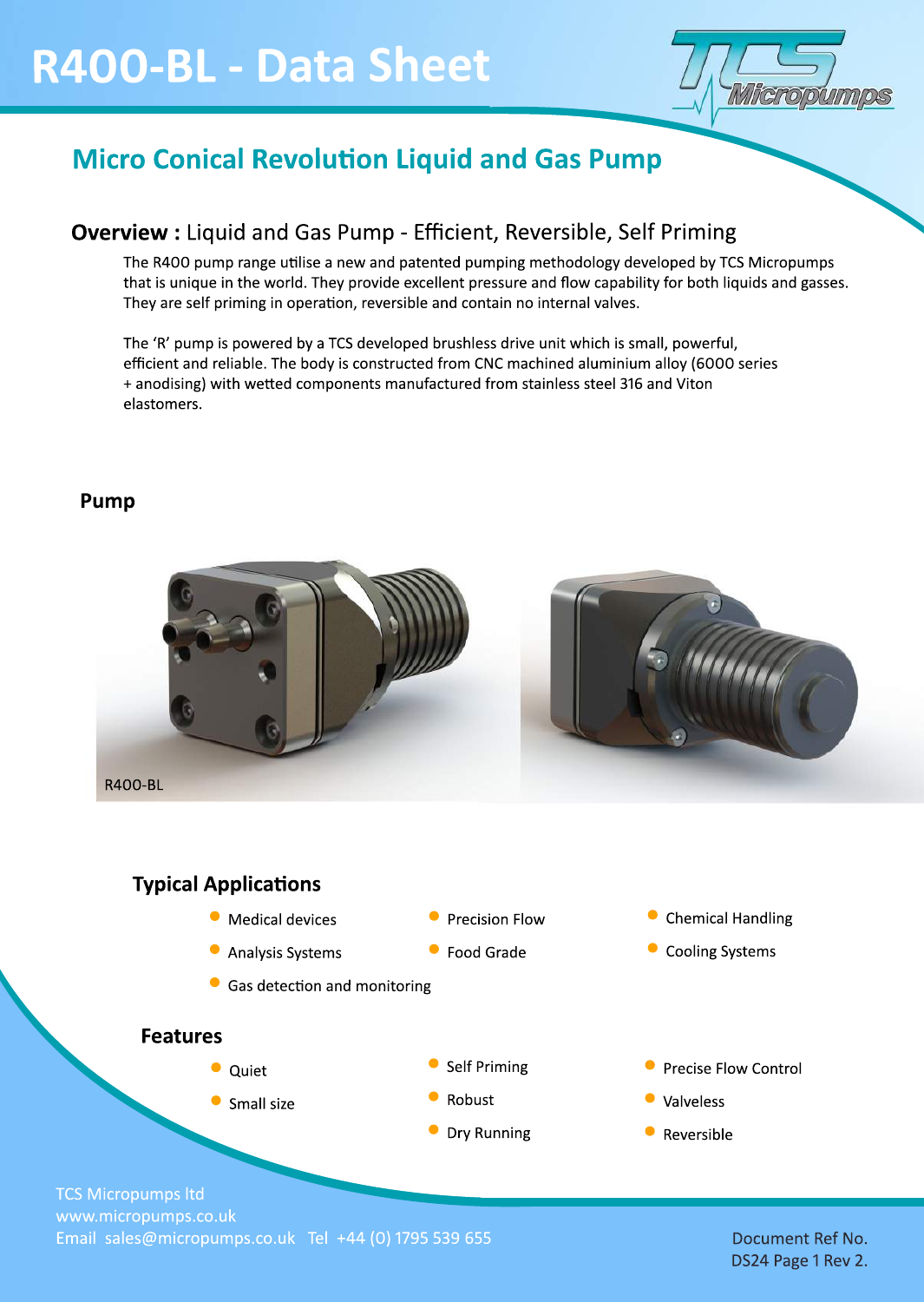# R400-BL - Data Sheet

## Micro Conical Revolution Liquid and Gas Pump

### **Overview :** Liquid and Gas Pump - Efficient, Reversible, Self Priming

The R400 pump range utilise a new and patented pumping methodology developed by TCS Micropumps that is unique in the world. They provide excellent pressure and flow capability for both liquids and gasses. They are self priming in operation, reversible and contain no internal valves.

The 'R' pump is powered by a TCS developed brushless drive unit which is small, powerful, efficient and reliable. The body is constructed from CNC machined aluminium alloy (6000 series + anodising) with wetted components manufactured from stainless steel 316 and Viton elastomers.

### Pump

R400-BL

### Typical Applications

- Medical devices
- Analysis Systems
- Gas detection and monitoring
- Precision Flow
- Food Grade
- Chemical Handling
- Cooling Systems

### Features

- Quiet
- Small size
- Self Priming
- Robust
- Dry Running
- Precise Flow Control
- Valveless
- Reversible

TCS Micropumps ltd
www.micropumps.co.uk
Email sales@micropumps.co.uk Tel +44 (0) 1795 539 655

Document Ref No.
DS24 Page 1 Rev 2.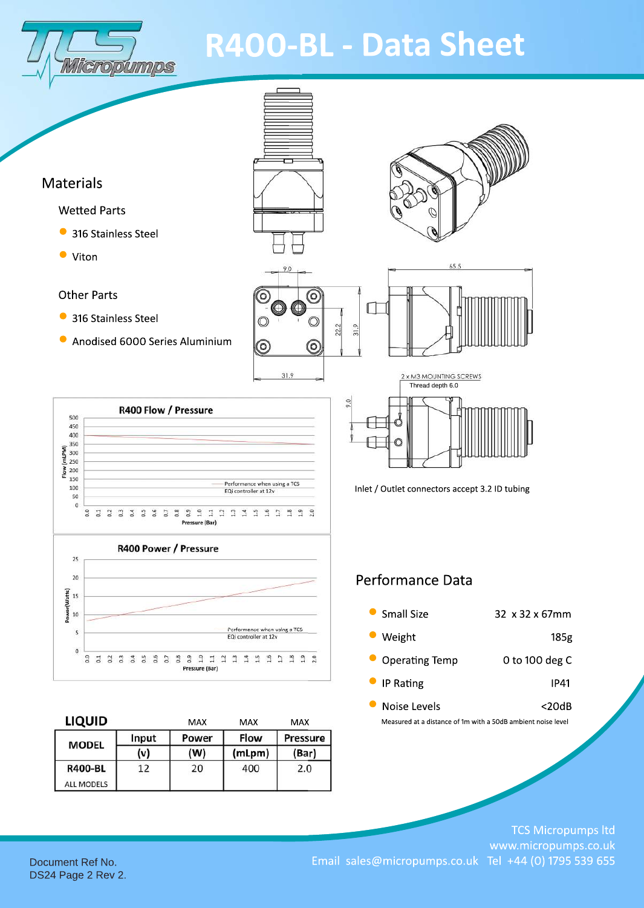# R400-BL - Data Sheet

## Materials

### Wetted Parts

- 316 Stainless Steel
- Viton

### Other Parts

- 316 Stainless Steel
- Anodised 6000 Series Aluminium

9.0

65.5

22.2

31.9

31.9

2 x M3 MOUNTING SCREWS
Thread depth 6.0

9.0

Inlet / Outlet connectors accept 3.2 ID tubing

R400 Flow / Pressure

Flow (mLPM)

500
450
400
350
300
250
200
150
100
50
0

0.0 0.1 0.2 0.3 0.4 0.5 0.6 0.7 0.8 0.9 1.0 1.1 1.2 1.3 1.4 1.5 1.6 1.7 1.8 1.9 2.0

Pressure (Bar)

Performance when using a TCS EQi controller at 12v

R400 Power / Pressure

Power(Watts)

25
20
15
10
5
0

0.0 0.1 0.2 0.3 0.4 0.5 0.6 0.7 0.8 0.9 1.0 1.1 1.2 1.3 1.4 1.5 1.6 1.7 1.8 1.9 2.0

Pressure (Bar)

Performance when using a TCS EQi controller at 12v

## Performance Data

- Small Size 32 x 32 x 67mm
- Weight 185g
- Operating Temp 0 to 100 deg C
- IP Rating IP41
- Noise Levels <20dB

Measured at a distance of 1m with a 50dB ambient noise level

**LIQUID**

| MODEL | Input (v) | MAX Power (W) | MAX Flow (mLpm) | MAX Pressure (Bar) |
|---|---|---|---|---|
| **R400-BL** ALL MODELS | 12 | 20 | 400 | 2.0 |

TCS Micropumps ltd
www.micropumps.co.uk
Email sales@micropumps.co.uk Tel +44 (0) 1795 539 655

Document Ref No.
DS24 Page 2 Rev 2.